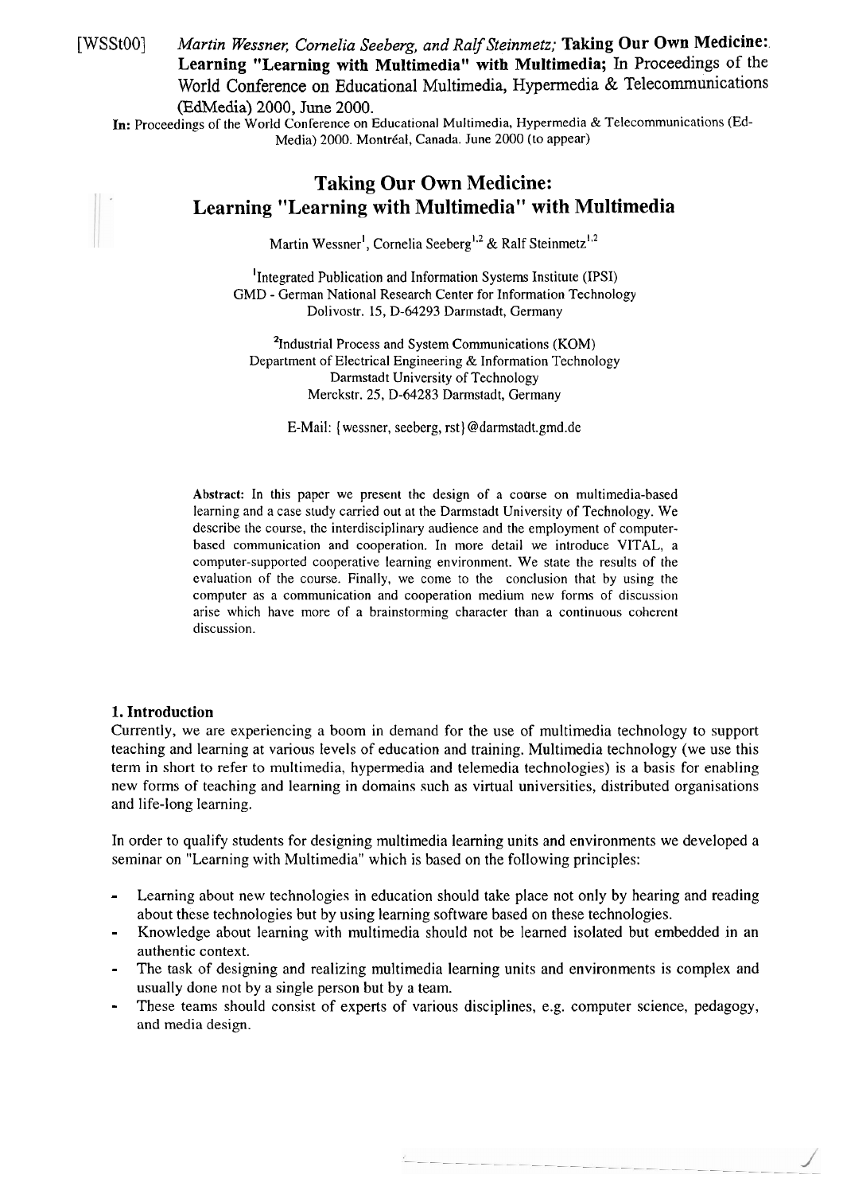[WSSt00] *Martin Wessner, Cornelia Seeberg, and Ralf Steinmetz;* **Taking Our Own Medicine: Learning "Learning with Multimedia" with Multimedia;** In Proceedings of the World Conference on Educational Multimedia, Hypermedia & Telecommunications (EdMedia) 2000, June 2000.

**In:** Proceedings of the World Conference on Educational Multimedia, Hypermedia & Telecommunications (Ed-Media) 2000. Montréal, Canada. June 2000 (to appear)

# Taking Our Own Medicine: Learning "Learning with Multimedia" with Multimedia

Martin Wessner[1], Cornelia Seeberg[1,2] & Ralf Steinmetz[1,2]

[1]Integrated Publication and Information Systems Institute (IPSI)
GMD - German National Research Center for Information Technology
Dolivostr. 15, D-64293 Darmstadt, Germany

[2]Industrial Process and System Communications (KOM)
Department of Electrical Engineering & Information Technology
Darmstadt University of Technology
Merckstr. 25, D-64283 Darmstadt, Germany

E-Mail: {wessner, seeberg, rst}@darmstadt.gmd.de

**Abstract:** In this paper we present the design of a course on multimedia-based learning and a case study carried out at the Darmstadt University of Technology. We describe the course, the interdisciplinary audience and the employment of computer-based communication and cooperation. In more detail we introduce VITAL, a computer-supported cooperative learning environment. We state the results of the evaluation of the course. Finally, we come to the conclusion that by using the computer as a communication and cooperation medium new forms of discussion arise which have more of a brainstorming character than a continuous coherent discussion.

## 1. Introduction

Currently, we are experiencing a boom in demand for the use of multimedia technology to support teaching and learning at various levels of education and training. Multimedia technology (we use this term in short to refer to multimedia, hypermedia and telemedia technologies) is a basis for enabling new forms of teaching and learning in domains such as virtual universities, distributed organisations and life-long learning.

In order to qualify students for designing multimedia learning units and environments we developed a seminar on "Learning with Multimedia" which is based on the following principles:

- Learning about new technologies in education should take place not only by hearing and reading about these technologies but by using learning software based on these technologies.
- Knowledge about learning with multimedia should not be learned isolated but embedded in an authentic context.
- The task of designing and realizing multimedia learning units and environments is complex and usually done not by a single person but by a team.
- These teams should consist of experts of various disciplines, e.g. computer science, pedagogy, and media design.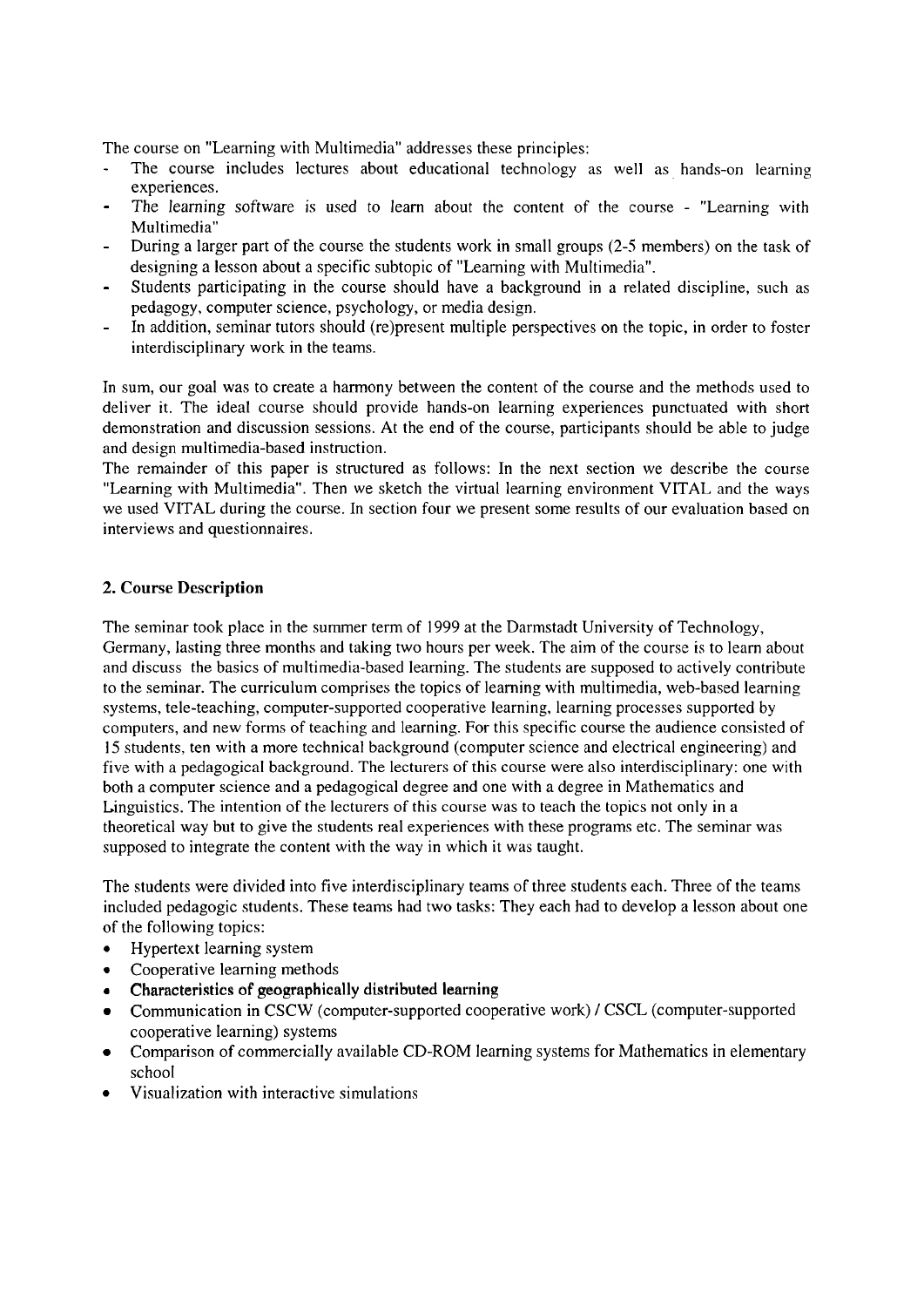The course on "Learning with Multimedia" addresses these principles:

- The course includes lectures about educational technology as well as hands-on learning experiences.
- The learning software is used to learn about the content of the course - "Learning with Multimedia"
- During a larger part of the course the students work in small groups (2-5 members) on the task of designing a lesson about a specific subtopic of "Learning with Multimedia".
- Students participating in the course should have a background in a related discipline, such as pedagogy, computer science, psychology, or media design.
- In addition, seminar tutors should (re)present multiple perspectives on the topic, in order to foster interdisciplinary work in the teams.

In sum, our goal was to create a harmony between the content of the course and the methods used to deliver it. The ideal course should provide hands-on learning experiences punctuated with short demonstration and discussion sessions. At the end of the course, participants should be able to judge and design multimedia-based instruction.

The remainder of this paper is structured as follows: In the next section we describe the course "Learning with Multimedia". Then we sketch the virtual learning environment VITAL and the ways we used VITAL during the course. In section four we present some results of our evaluation based on interviews and questionnaires.

## 2. Course Description

The seminar took place in the summer term of 1999 at the Darmstadt University of Technology, Germany, lasting three months and taking two hours per week. The aim of the course is to learn about and discuss the basics of multimedia-based learning. The students are supposed to actively contribute to the seminar. The curriculum comprises the topics of learning with multimedia, web-based learning systems, tele-teaching, computer-supported cooperative learning, learning processes supported by computers, and new forms of teaching and learning. For this specific course the audience consisted of 15 students, ten with a more technical background (computer science and electrical engineering) and five with a pedagogical background. The lecturers of this course were also interdisciplinary: one with both a computer science and a pedagogical degree and one with a degree in Mathematics and Linguistics. The intention of the lecturers of this course was to teach the topics not only in a theoretical way but to give the students real experiences with these programs etc. The seminar was supposed to integrate the content with the way in which it was taught.

The students were divided into five interdisciplinary teams of three students each. Three of the teams included pedagogic students. These teams had two tasks: They each had to develop a lesson about one of the following topics:

- Hypertext learning system
- Cooperative learning methods
- Characteristics of geographically distributed learning
- Communication in CSCW (computer-supported cooperative work) / CSCL (computer-supported cooperative learning) systems
- Comparison of commercially available CD-ROM learning systems for Mathematics in elementary school
- Visualization with interactive simulations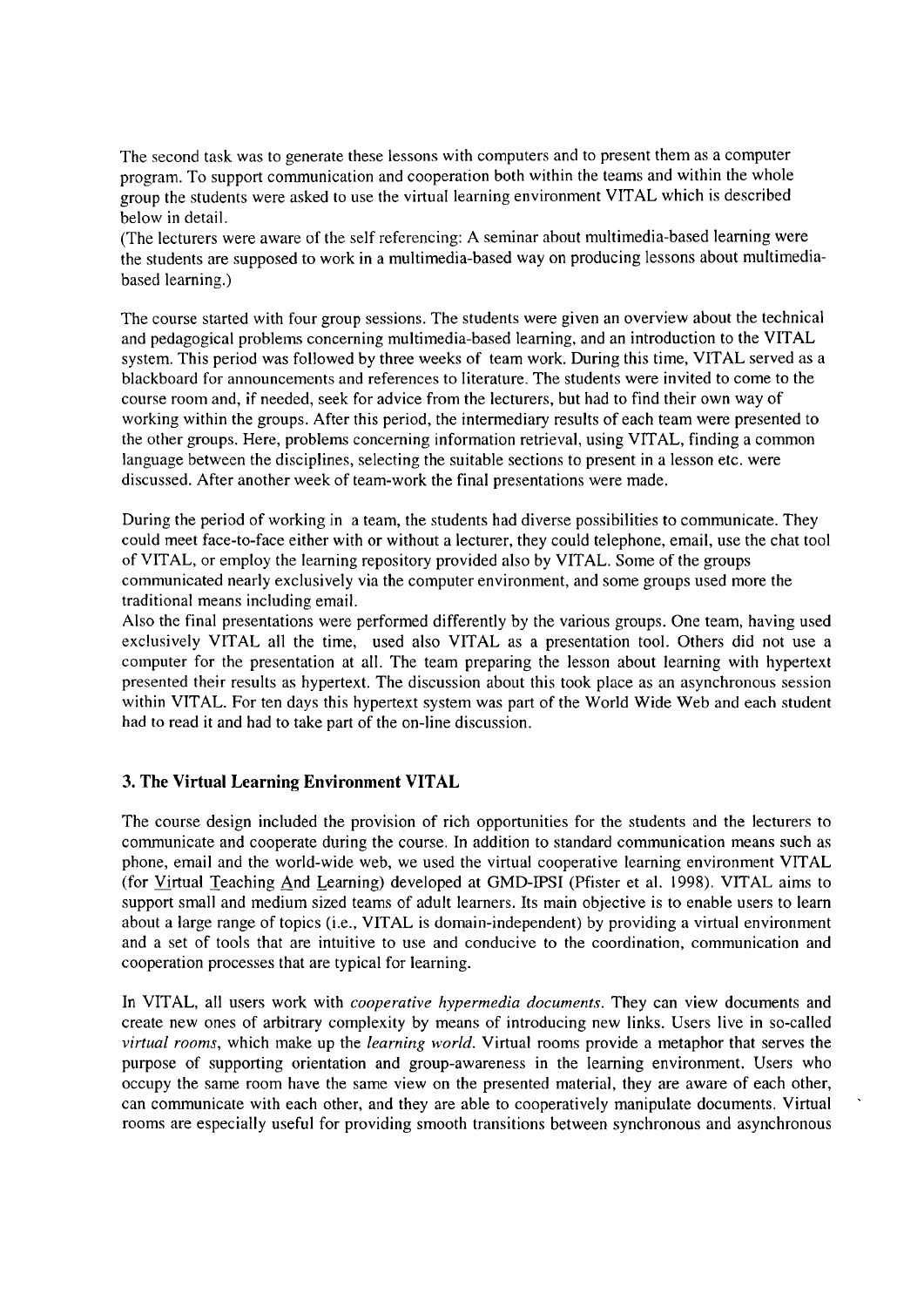The second task was to generate these lessons with computers and to present them as a computer program. To support communication and cooperation both within the teams and within the whole group the students were asked to use the virtual learning environment VITAL which is described below in detail.
(The lecturers were aware of the self referencing: A seminar about multimedia-based learning were the students are supposed to work in a multimedia-based way on producing lessons about multimedia-based learning.)

The course started with four group sessions. The students were given an overview about the technical and pedagogical problems concerning multimedia-based learning, and an introduction to the VITAL system. This period was followed by three weeks of team work. During this time, VITAL served as a blackboard for announcements and references to literature. The students were invited to come to the course room and, if needed, seek for advice from the lecturers, but had to find their own way of working within the groups. After this period, the intermediary results of each team were presented to the other groups. Here, problems concerning information retrieval, using VITAL, finding a common language between the disciplines, selecting the suitable sections to present in a lesson etc. were discussed. After another week of team-work the final presentations were made.

During the period of working in a team, the students had diverse possibilities to communicate. They could meet face-to-face either with or without a lecturer, they could telephone, email, use the chat tool of VITAL, or employ the learning repository provided also by VITAL. Some of the groups communicated nearly exclusively via the computer environment, and some groups used more the traditional means including email.
Also the final presentations were performed differently by the various groups. One team, having used exclusively VITAL all the time, used also VITAL as a presentation tool. Others did not use a computer for the presentation at all. The team preparing the lesson about learning with hypertext presented their results as hypertext. The discussion about this took place as an asynchronous session within VITAL. For ten days this hypertext system was part of the World Wide Web and each student had to read it and had to take part of the on-line discussion.

### 3. The Virtual Learning Environment VITAL

The course design included the provision of rich opportunities for the students and the lecturers to communicate and cooperate during the course. In addition to standard communication means such as phone, email and the world-wide web, we used the virtual cooperative learning environment VITAL (for Virtual Teaching And Learning) developed at GMD-IPSI (Pfister et al. 1998). VITAL aims to support small and medium sized teams of adult learners. Its main objective is to enable users to learn about a large range of topics (i.e., VITAL is domain-independent) by providing a virtual environment and a set of tools that are intuitive to use and conducive to the coordination, communication and cooperation processes that are typical for learning.

In VITAL, all users work with *cooperative hypermedia documents*. They can view documents and create new ones of arbitrary complexity by means of introducing new links. Users live in so-called *virtual rooms*, which make up the *learning world*. Virtual rooms provide a metaphor that serves the purpose of supporting orientation and group-awareness in the learning environment. Users who occupy the same room have the same view on the presented material, they are aware of each other, can communicate with each other, and they are able to cooperatively manipulate documents. Virtual rooms are especially useful for providing smooth transitions between synchronous and asynchronous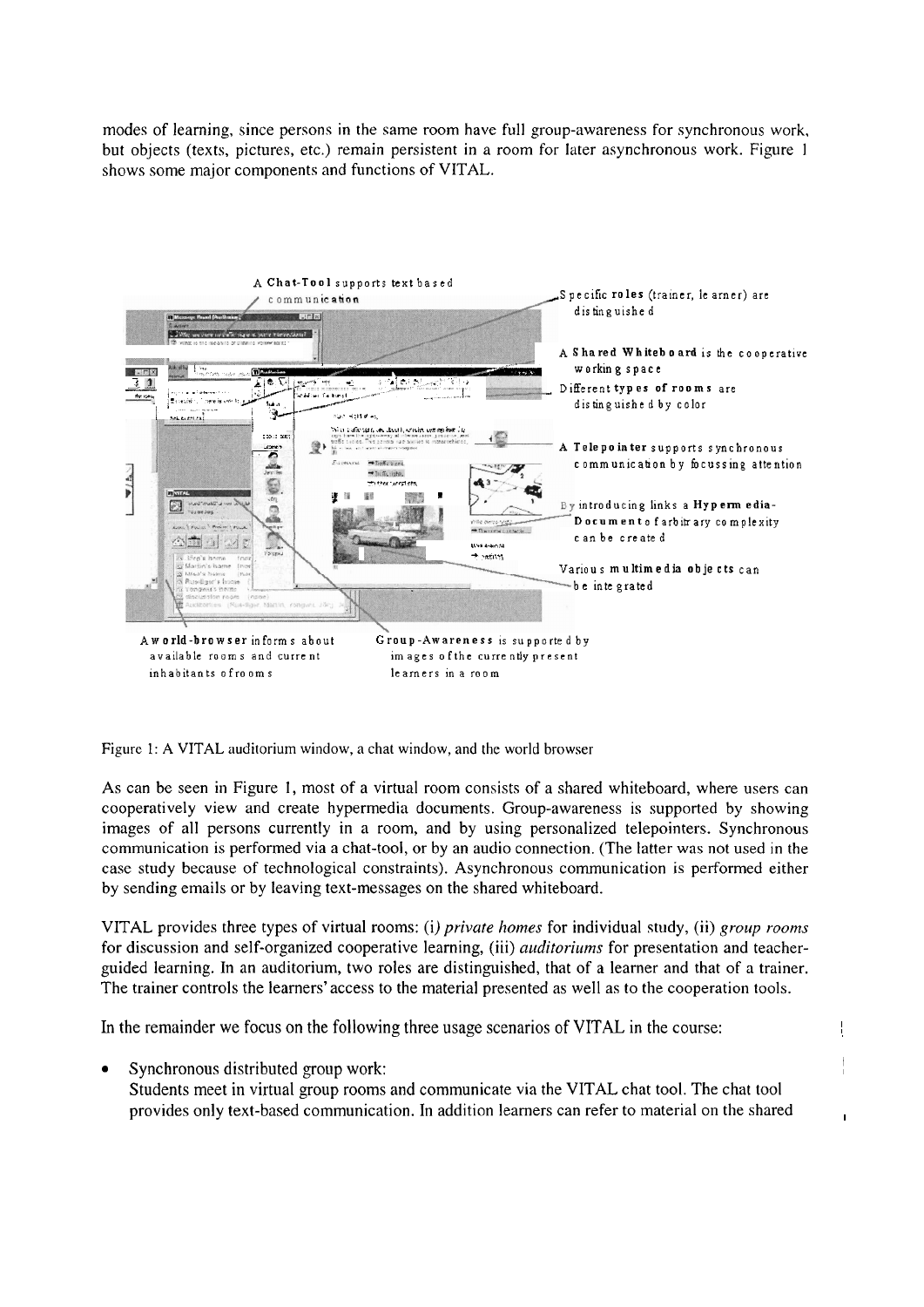modes of learning, since persons in the same room have full group-awareness for synchronous work, but objects (texts, pictures, etc.) remain persistent in a room for later asynchronous work. Figure 1 shows some major components and functions of VITAL.

A **Chat-Tool** supports text based communication

Specific **roles** (trainer, learner) are distinguished

A **Shared Whiteboard** is the cooperative working space

Different **types of rooms** are distinguished by color

A **Telepointer** supports synchronous communication by focussing attention

By introducing links a **Hypermedia-Document** of arbitrary complexity can be created

Various **multimedia objects** can be integrated

A **world-browser** informs about available rooms and current inhabitants of rooms

**Group-Awareness** is supported by images of the currently present learners in a room

Figure 1: A VITAL auditorium window, a chat window, and the world browser

As can be seen in Figure 1, most of a virtual room consists of a shared whiteboard, where users can cooperatively view and create hypermedia documents. Group-awareness is supported by showing images of all persons currently in a room, and by using personalized telepointers. Synchronous communication is performed via a chat-tool, or by an audio connection. (The latter was not used in the case study because of technological constraints). Asynchronous communication is performed either by sending emails or by leaving text-messages on the shared whiteboard.

VITAL provides three types of virtual rooms: (i) *private homes* for individual study, (ii) *group rooms* for discussion and self-organized cooperative learning, (iii) *auditoriums* for presentation and teacher-guided learning. In an auditorium, two roles are distinguished, that of a learner and that of a trainer. The trainer controls the learners' access to the material presented as well as to the cooperation tools.

In the remainder we focus on the following three usage scenarios of VITAL in the course:

- Synchronous distributed group work:
  Students meet in virtual group rooms and communicate via the VITAL chat tool. The chat tool provides only text-based communication. In addition learners can refer to material on the shared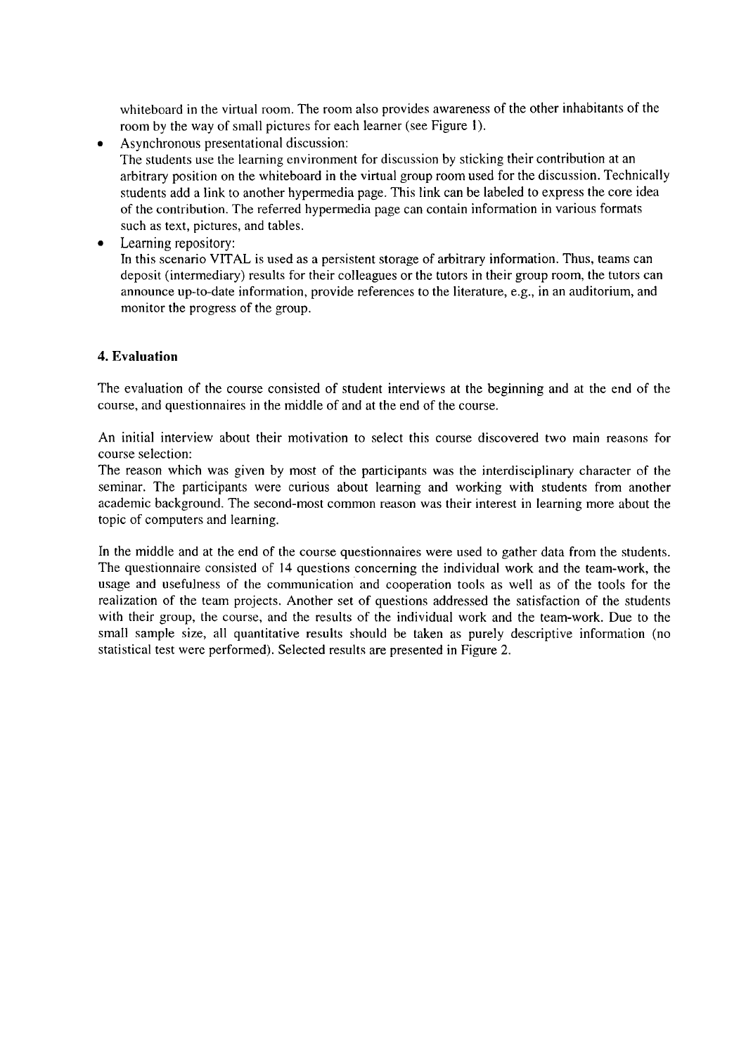whiteboard in the virtual room. The room also provides awareness of the other inhabitants of the room by the way of small pictures for each learner (see Figure 1).

- Asynchronous presentational discussion:
  The students use the learning environment for discussion by sticking their contribution at an arbitrary position on the whiteboard in the virtual group room used for the discussion. Technically students add a link to another hypermedia page. This link can be labeled to express the core idea of the contribution. The referred hypermedia page can contain information in various formats such as text, pictures, and tables.
- Learning repository:
  In this scenario VITAL is used as a persistent storage of arbitrary information. Thus, teams can deposit (intermediary) results for their colleagues or the tutors in their group room, the tutors can announce up-to-date information, provide references to the literature, e.g., in an auditorium, and monitor the progress of the group.

## 4. Evaluation

The evaluation of the course consisted of student interviews at the beginning and at the end of the course, and questionnaires in the middle of and at the end of the course.

An initial interview about their motivation to select this course discovered two main reasons for course selection:
The reason which was given by most of the participants was the interdisciplinary character of the seminar. The participants were curious about learning and working with students from another academic background. The second-most common reason was their interest in learning more about the topic of computers and learning.

In the middle and at the end of the course questionnaires were used to gather data from the students. The questionnaire consisted of 14 questions concerning the individual work and the team-work, the usage and usefulness of the communication and cooperation tools as well as of the tools for the realization of the team projects. Another set of questions addressed the satisfaction of the students with their group, the course, and the results of the individual work and the team-work. Due to the small sample size, all quantitative results should be taken as purely descriptive information (no statistical test were performed). Selected results are presented in Figure 2.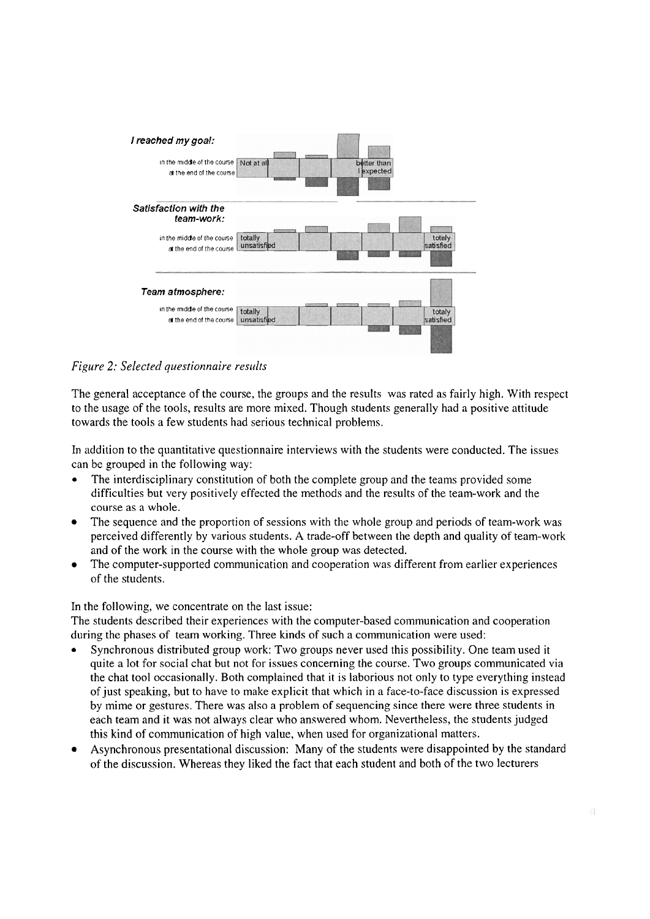*Figure 2: Selected questionnaire results*

The general acceptance of the course, the groups and the results was rated as fairly high. With respect to the usage of the tools, results are more mixed. Though students generally had a positive attitude towards the tools a few students had serious technical problems.

In addition to the quantitative questionnaire interviews with the students were conducted. The issues can be grouped in the following way:

- The interdisciplinary constitution of both the complete group and the teams provided some difficulties but very positively effected the methods and the results of the team-work and the course as a whole.
- The sequence and the proportion of sessions with the whole group and periods of team-work was perceived differently by various students. A trade-off between the depth and quality of team-work and of the work in the course with the whole group was detected.
- The computer-supported communication and cooperation was different from earlier experiences of the students.

In the following, we concentrate on the last issue:

The students described their experiences with the computer-based communication and cooperation during the phases of team working. Three kinds of such a communication were used:

- Synchronous distributed group work: Two groups never used this possibility. One team used it quite a lot for social chat but not for issues concerning the course. Two groups communicated via the chat tool occasionally. Both complained that it is laborious not only to type everything instead of just speaking, but to have to make explicit that which in a face-to-face discussion is expressed by mime or gestures. There was also a problem of sequencing since there were three students in each team and it was not always clear who answered whom. Nevertheless, the students judged this kind of communication of high value, when used for organizational matters.
- Asynchronous presentational discussion: Many of the students were disappointed by the standard of the discussion. Whereas they liked the fact that each student and both of the two lecturers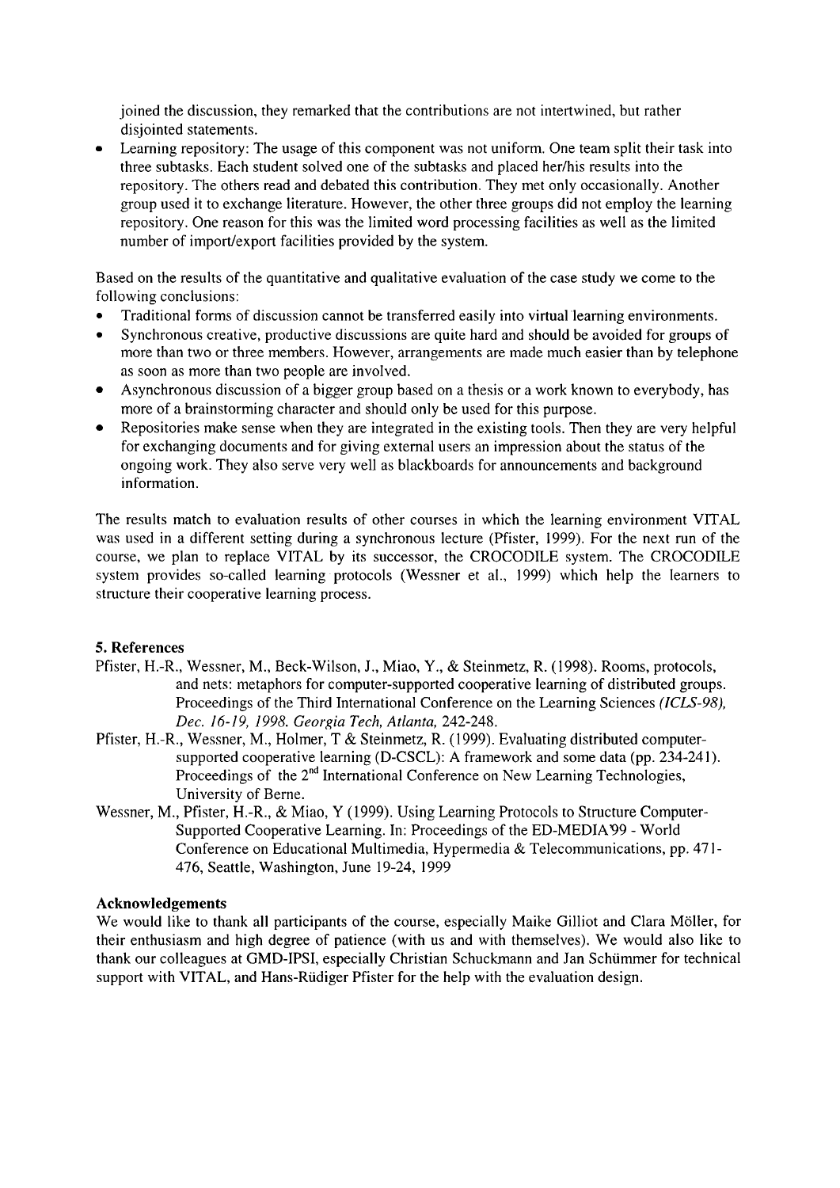joined the discussion, they remarked that the contributions are not intertwined, but rather disjointed statements.

- Learning repository: The usage of this component was not uniform. One team split their task into three subtasks. Each student solved one of the subtasks and placed her/his results into the repository. The others read and debated this contribution. They met only occasionally. Another group used it to exchange literature. However, the other three groups did not employ the learning repository. One reason for this was the limited word processing facilities as well as the limited number of import/export facilities provided by the system.

Based on the results of the quantitative and qualitative evaluation of the case study we come to the following conclusions:

- Traditional forms of discussion cannot be transferred easily into virtual learning environments.
- Synchronous creative, productive discussions are quite hard and should be avoided for groups of more than two or three members. However, arrangements are made much easier than by telephone as soon as more than two people are involved.
- Asynchronous discussion of a bigger group based on a thesis or a work known to everybody, has more of a brainstorming character and should only be used for this purpose.
- Repositories make sense when they are integrated in the existing tools. Then they are very helpful for exchanging documents and for giving external users an impression about the status of the ongoing work. They also serve very well as blackboards for announcements and background information.

The results match to evaluation results of other courses in which the learning environment VITAL was used in a different setting during a synchronous lecture (Pfister, 1999). For the next run of the course, we plan to replace VITAL by its successor, the CROCODILE system. The CROCODILE system provides so-called learning protocols (Wessner et al., 1999) which help the learners to structure their cooperative learning process.

## 5. References

Pfister, H.-R., Wessner, M., Beck-Wilson, J., Miao, Y., & Steinmetz, R. (1998). Rooms, protocols, and nets: metaphors for computer-supported cooperative learning of distributed groups. Proceedings of the Third International Conference on the Learning Sciences *(ICLS-98), Dec. 16-19, 1998. Georgia Tech, Atlanta,* 242-248.

Pfister, H.-R., Wessner, M., Holmer, T & Steinmetz, R. (1999). Evaluating distributed computer-supported cooperative learning (D-CSCL): A framework and some data (pp. 234-241). Proceedings of the 2nd International Conference on New Learning Technologies, University of Berne.

Wessner, M., Pfister, H.-R., & Miao, Y (1999). Using Learning Protocols to Structure Computer-Supported Cooperative Learning. In: Proceedings of the ED-MEDIA'99 - World Conference on Educational Multimedia, Hypermedia & Telecommunications, pp. 471-476, Seattle, Washington, June 19-24, 1999

## Acknowledgements

We would like to thank all participants of the course, especially Maike Gilliot and Clara Möller, for their enthusiasm and high degree of patience (with us and with themselves). We would also like to thank our colleagues at GMD-IPSI, especially Christian Schuckmann and Jan Schümmer for technical support with VITAL, and Hans-Rüdiger Pfister for the help with the evaluation design.